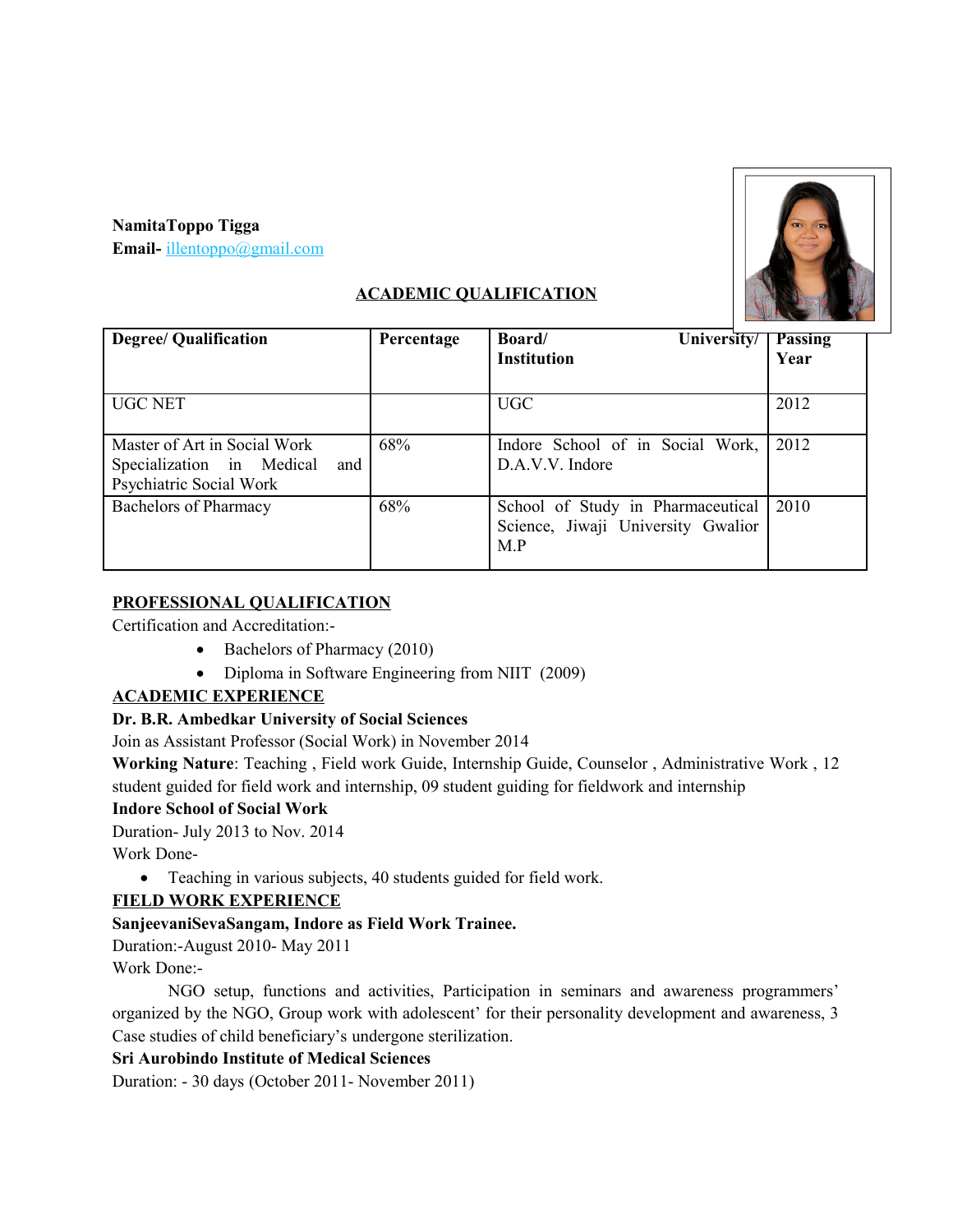**NamitaToppo Tigga**
**Email-** illentoppo@gmail.com

## ACADEMIC QUALIFICATION

| Degree/ Qualification | Percentage | Board/ University/ Institution | Passing Year |
|---|---|---|---|
| UGC NET | | UGC | 2012 |
| Master of Art in Social Work Specialization in Medical and Psychiatric Social Work | 68% | Indore School of in Social Work, D.A.V.V. Indore | 2012 |
| Bachelors of Pharmacy | 68% | School of Study in Pharmaceutical Science, Jiwaji University Gwalior M.P | 2010 |

## PROFESSIONAL QUALIFICATION

Certification and Accreditation:-

- Bachelors of Pharmacy (2010)
- Diploma in Software Engineering from NIIT (2009)

## ACADEMIC EXPERIENCE

**Dr. B.R. Ambedkar University of Social Sciences**

Join as Assistant Professor (Social Work) in November 2014

**Working Nature**: Teaching , Field work Guide, Internship Guide, Counselor , Administrative Work , 12 student guided for field work and internship, 09 student guiding for fieldwork and internship

**Indore School of Social Work**

Duration- July 2013 to Nov. 2014

Work Done-

- Teaching in various subjects, 40 students guided for field work.

## FIELD WORK EXPERIENCE

**SanjeevaniSevaSangam, Indore as Field Work Trainee.**

Duration:-August 2010- May 2011

Work Done:-

NGO setup, functions and activities, Participation in seminars and awareness programmers' organized by the NGO, Group work with adolescent' for their personality development and awareness, 3 Case studies of child beneficiary's undergone sterilization.

**Sri Aurobindo Institute of Medical Sciences**

Duration: - 30 days (October 2011- November 2011)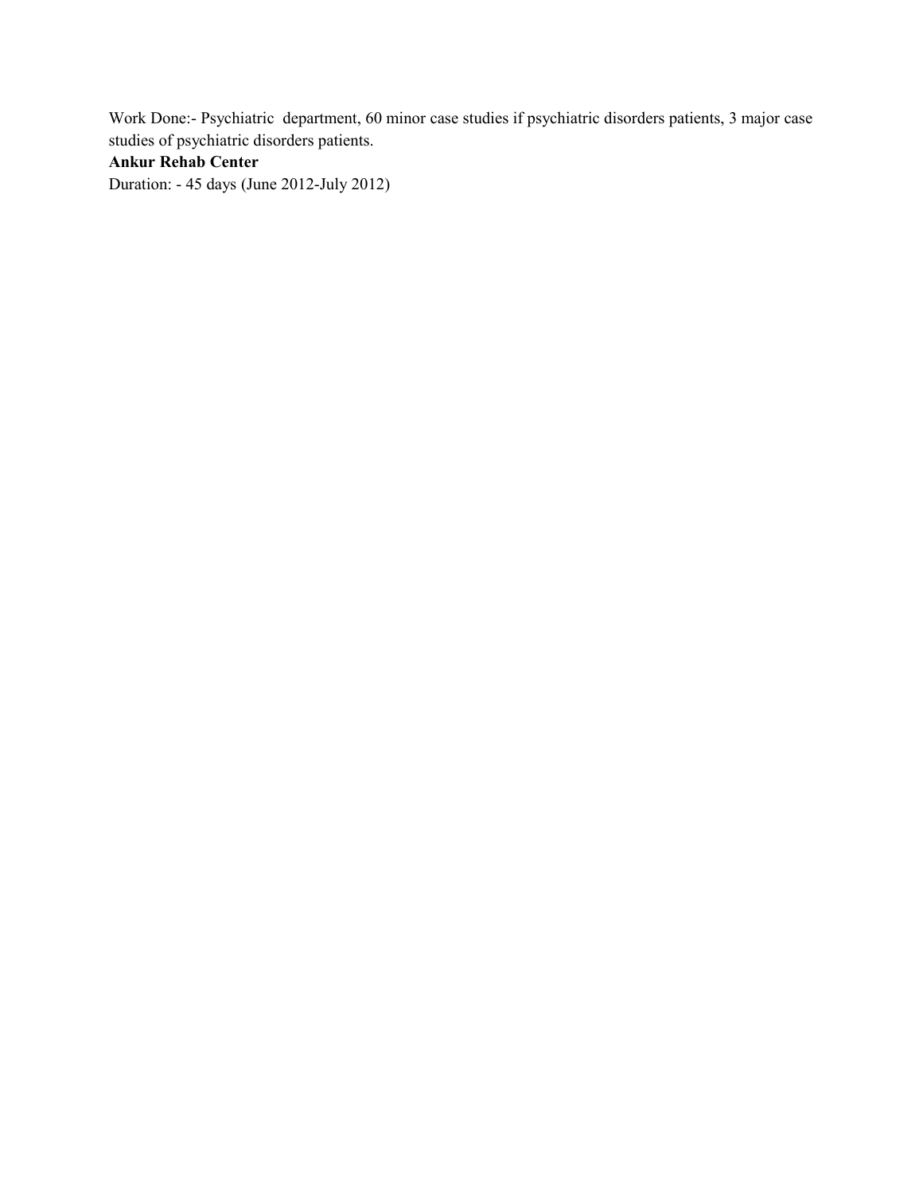Work Done:- Psychiatric  department, 60 minor case studies if psychiatric disorders patients, 3 major case studies of psychiatric disorders patients.

**Ankur Rehab Center**

Duration: - 45 days (June 2012-July 2012)